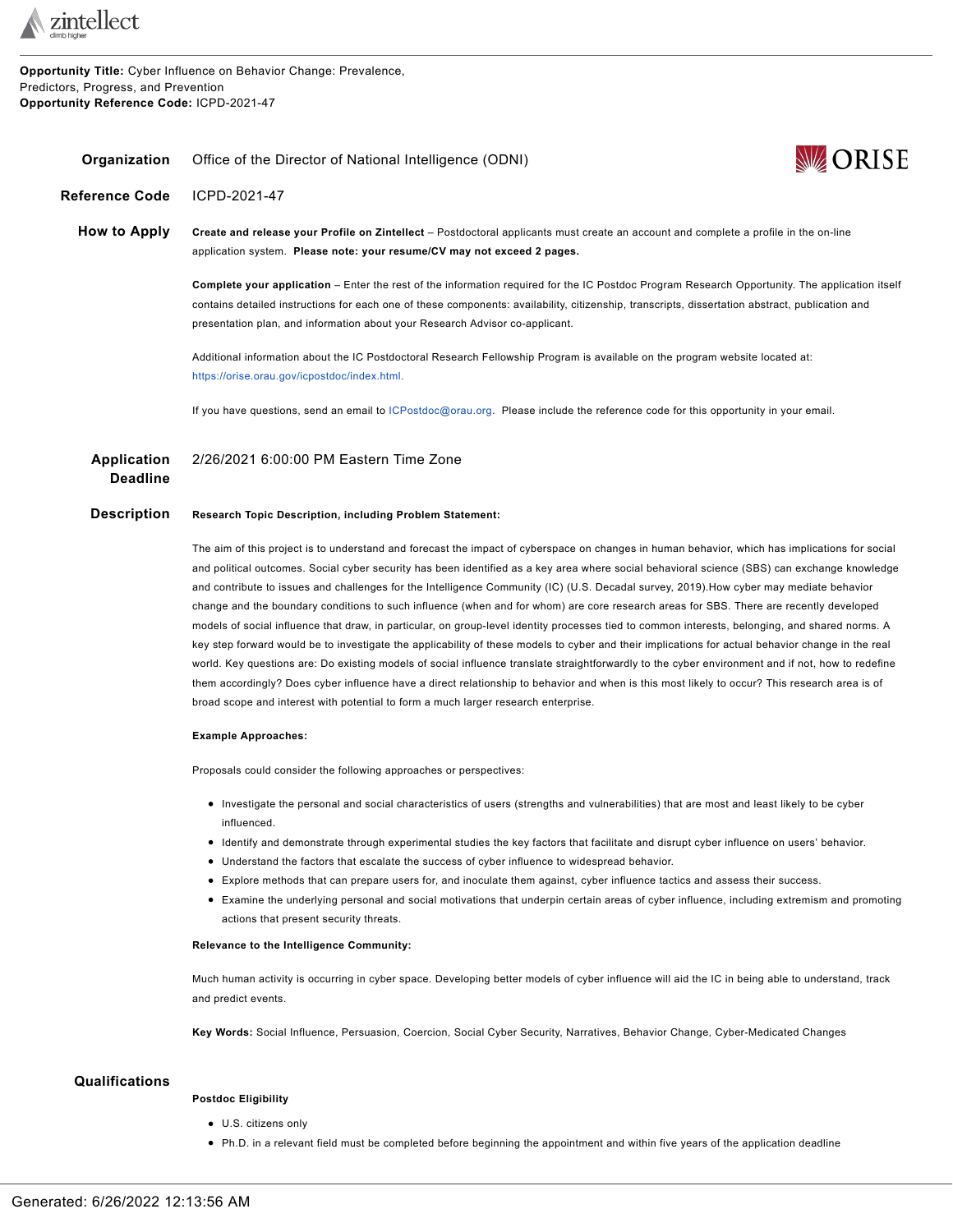**Opportunity Title:** Cyber Influence on Behavior Change: Prevalence, Predictors, Progress, and Prevention
**Opportunity Reference Code:** ICPD-2021-47

**Organization** Office of the Director of National Intelligence (ODNI)

**Reference Code** ICPD-2021-47

**How to Apply**

**Create and release your Profile on Zintellect** – Postdoctoral applicants must create an account and complete a profile in the on-line application system. **Please note: your resume/CV may not exceed 2 pages.**

**Complete your application** – Enter the rest of the information required for the IC Postdoc Program Research Opportunity. The application itself contains detailed instructions for each one of these components: availability, citizenship, transcripts, dissertation abstract, publication and presentation plan, and information about your Research Advisor co-applicant.

Additional information about the IC Postdoctoral Research Fellowship Program is available on the program website located at: https://orise.orau.gov/icpostdoc/index.html.

If you have questions, send an email to ICPostdoc@orau.org. Please include the reference code for this opportunity in your email.

**Application Deadline** 2/26/2021 6:00:00 PM Eastern Time Zone

**Description**

**Research Topic Description, including Problem Statement:**

The aim of this project is to understand and forecast the impact of cyberspace on changes in human behavior, which has implications for social and political outcomes. Social cyber security has been identified as a key area where social behavioral science (SBS) can exchange knowledge and contribute to issues and challenges for the Intelligence Community (IC) (U.S. Decadal survey, 2019).How cyber may mediate behavior change and the boundary conditions to such influence (when and for whom) are core research areas for SBS. There are recently developed models of social influence that draw, in particular, on group-level identity processes tied to common interests, belonging, and shared norms. A key step forward would be to investigate the applicability of these models to cyber and their implications for actual behavior change in the real world. Key questions are: Do existing models of social influence translate straightforwardly to the cyber environment and if not, how to redefine them accordingly? Does cyber influence have a direct relationship to behavior and when is this most likely to occur? This research area is of broad scope and interest with potential to form a much larger research enterprise.

**Example Approaches:**

Proposals could consider the following approaches or perspectives:

- Investigate the personal and social characteristics of users (strengths and vulnerabilities) that are most and least likely to be cyber influenced.
- Identify and demonstrate through experimental studies the key factors that facilitate and disrupt cyber influence on users' behavior.
- Understand the factors that escalate the success of cyber influence to widespread behavior.
- Explore methods that can prepare users for, and inoculate them against, cyber influence tactics and assess their success.
- Examine the underlying personal and social motivations that underpin certain areas of cyber influence, including extremism and promoting actions that present security threats.

**Relevance to the Intelligence Community:**

Much human activity is occurring in cyber space. Developing better models of cyber influence will aid the IC in being able to understand, track and predict events.

**Key Words:** Social Influence, Persuasion, Coercion, Social Cyber Security, Narratives, Behavior Change, Cyber-Medicated Changes

**Qualifications**

**Postdoc Eligibility**

- U.S. citizens only
- Ph.D. in a relevant field must be completed before beginning the appointment and within five years of the application deadline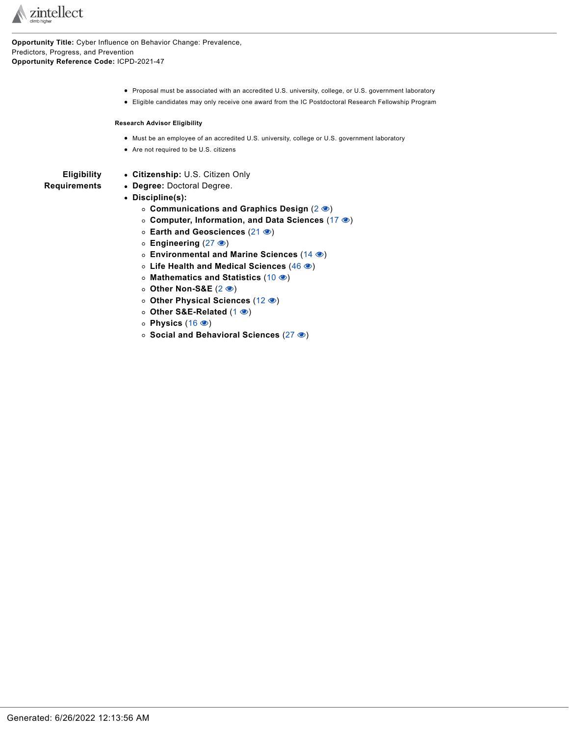**Opportunity Title:** Cyber Influence on Behavior Change: Prevalence, Predictors, Progress, and Prevention
**Opportunity Reference Code:** ICPD-2021-47

- Proposal must be associated with an accredited U.S. university, college, or U.S. government laboratory
- Eligible candidates may only receive one award from the IC Postdoctoral Research Fellowship Program

**Research Advisor Eligibility**

- Must be an employee of an accredited U.S. university, college or U.S. government laboratory
- Are not required to be U.S. citizens

**Eligibility Requirements**

- **Citizenship:** U.S. Citizen Only
- **Degree:** Doctoral Degree.
- **Discipline(s):**
  - **Communications and Graphics Design** (2)
  - **Computer, Information, and Data Sciences** (17)
  - **Earth and Geosciences** (21)
  - **Engineering** (27)
  - **Environmental and Marine Sciences** (14)
  - **Life Health and Medical Sciences** (46)
  - **Mathematics and Statistics** (10)
  - **Other Non-S&E** (2)
  - **Other Physical Sciences** (12)
  - **Other S&E-Related** (1)
  - **Physics** (16)
  - **Social and Behavioral Sciences** (27)

Generated: 6/26/2022 12:13:56 AM